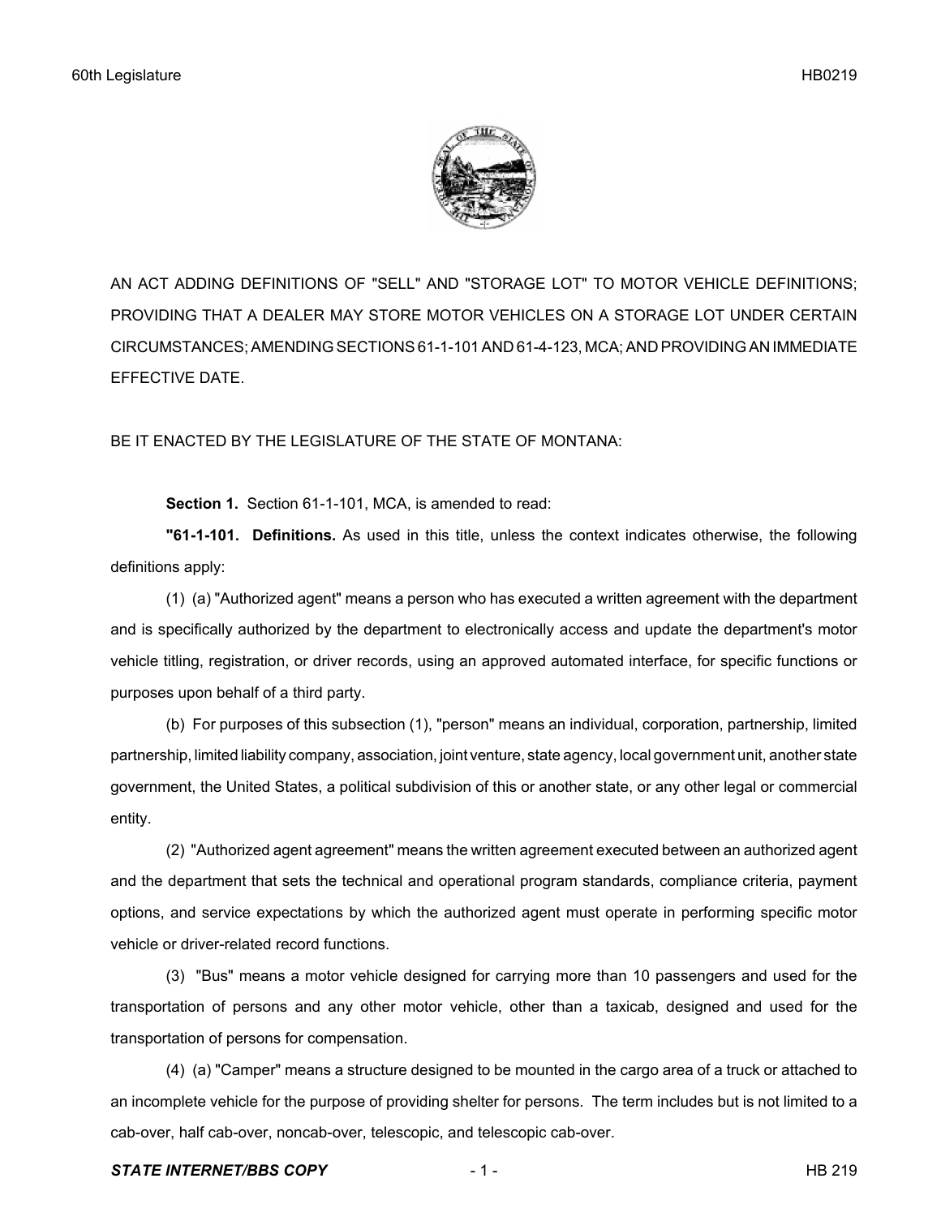AN ACT ADDING DEFINITIONS OF "SELL" AND "STORAGE LOT" TO MOTOR VEHICLE DEFINITIONS; PROVIDING THAT A DEALER MAY STORE MOTOR VEHICLES ON A STORAGE LOT UNDER CERTAIN CIRCUMSTANCES; AMENDING SECTIONS 61-1-101 AND 61-4-123, MCA; AND PROVIDING AN IMMEDIATE EFFECTIVE DATE.

BE IT ENACTED BY THE LEGISLATURE OF THE STATE OF MONTANA:

**Section 1.** Section 61-1-101, MCA, is amended to read:

**"61-1-101. Definitions.** As used in this title, unless the context indicates otherwise, the following definitions apply:

(1) (a) "Authorized agent" means a person who has executed a written agreement with the department and is specifically authorized by the department to electronically access and update the department's motor vehicle titling, registration, or driver records, using an approved automated interface, for specific functions or purposes upon behalf of a third party.

(b) For purposes of this subsection (1), "person" means an individual, corporation, partnership, limited partnership, limited liability company, association, joint venture, state agency, local government unit, another state government, the United States, a political subdivision of this or another state, or any other legal or commercial entity.

(2) "Authorized agent agreement" means the written agreement executed between an authorized agent and the department that sets the technical and operational program standards, compliance criteria, payment options, and service expectations by which the authorized agent must operate in performing specific motor vehicle or driver-related record functions.

(3) "Bus" means a motor vehicle designed for carrying more than 10 passengers and used for the transportation of persons and any other motor vehicle, other than a taxicab, designed and used for the transportation of persons for compensation.

(4) (a) "Camper" means a structure designed to be mounted in the cargo area of a truck or attached to an incomplete vehicle for the purpose of providing shelter for persons. The term includes but is not limited to a cab-over, half cab-over, noncab-over, telescopic, and telescopic cab-over.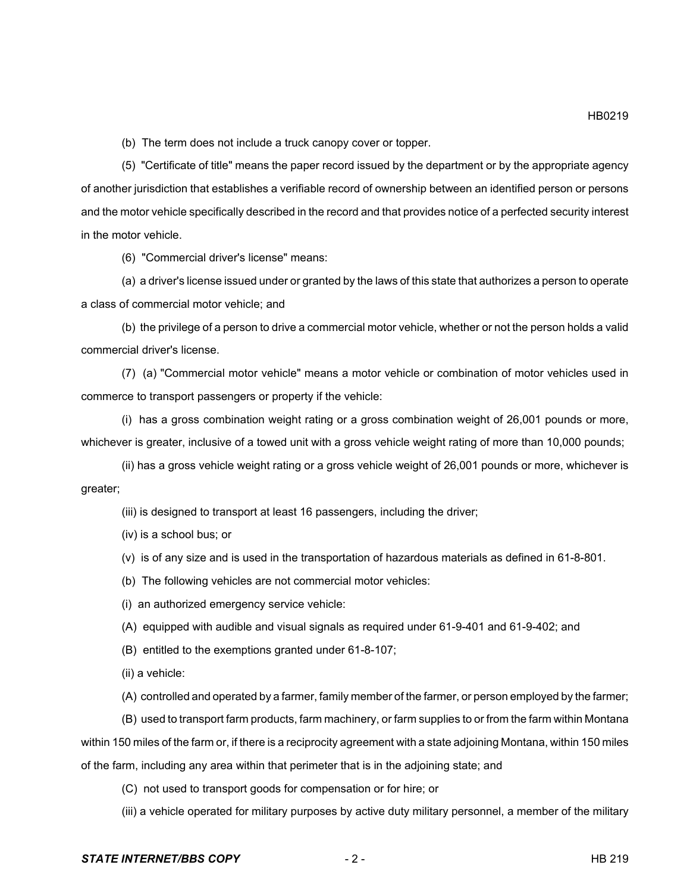(b) The term does not include a truck canopy cover or topper.

(5) "Certificate of title" means the paper record issued by the department or by the appropriate agency of another jurisdiction that establishes a verifiable record of ownership between an identified person or persons and the motor vehicle specifically described in the record and that provides notice of a perfected security interest in the motor vehicle.

(6) "Commercial driver's license" means:

(a) a driver's license issued under or granted by the laws of this state that authorizes a person to operate a class of commercial motor vehicle; and

(b) the privilege of a person to drive a commercial motor vehicle, whether or not the person holds a valid commercial driver's license.

(7) (a) "Commercial motor vehicle" means a motor vehicle or combination of motor vehicles used in commerce to transport passengers or property if the vehicle:

(i) has a gross combination weight rating or a gross combination weight of 26,001 pounds or more, whichever is greater, inclusive of a towed unit with a gross vehicle weight rating of more than 10,000 pounds;

(ii) has a gross vehicle weight rating or a gross vehicle weight of 26,001 pounds or more, whichever is greater;

(iii) is designed to transport at least 16 passengers, including the driver;

(iv) is a school bus; or

(v) is of any size and is used in the transportation of hazardous materials as defined in 61-8-801.

(b) The following vehicles are not commercial motor vehicles:

(i) an authorized emergency service vehicle:

(A) equipped with audible and visual signals as required under 61-9-401 and 61-9-402; and

(B) entitled to the exemptions granted under 61-8-107;

(ii) a vehicle:

(A) controlled and operated by a farmer, family member of the farmer, or person employed by the farmer;

(B) used to transport farm products, farm machinery, or farm supplies to or from the farm within Montana within 150 miles of the farm or, if there is a reciprocity agreement with a state adjoining Montana, within 150 miles of the farm, including any area within that perimeter that is in the adjoining state; and

(C) not used to transport goods for compensation or for hire; or

(iii) a vehicle operated for military purposes by active duty military personnel, a member of the military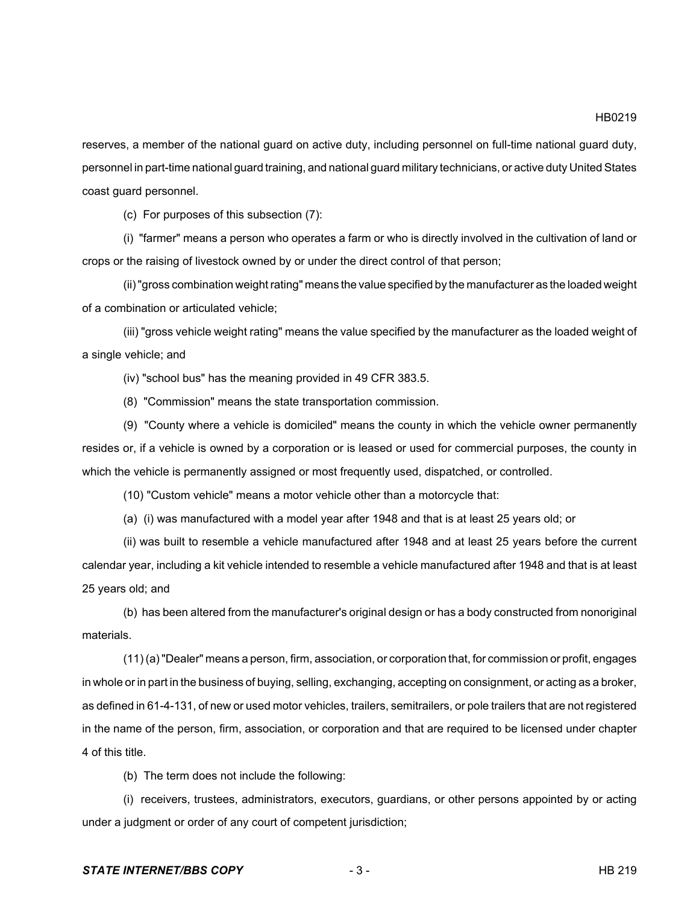reserves, a member of the national guard on active duty, including personnel on full-time national guard duty, personnel in part-time national guard training, and national guard military technicians, or active duty United States coast guard personnel.

(c) For purposes of this subsection (7):

(i) "farmer" means a person who operates a farm or who is directly involved in the cultivation of land or crops or the raising of livestock owned by or under the direct control of that person;

(ii) "gross combination weight rating" means the value specified by the manufacturer as the loaded weight of a combination or articulated vehicle;

(iii) "gross vehicle weight rating" means the value specified by the manufacturer as the loaded weight of a single vehicle; and

(iv) "school bus" has the meaning provided in 49 CFR 383.5.

(8) "Commission" means the state transportation commission.

(9) "County where a vehicle is domiciled" means the county in which the vehicle owner permanently resides or, if a vehicle is owned by a corporation or is leased or used for commercial purposes, the county in which the vehicle is permanently assigned or most frequently used, dispatched, or controlled.

(10) "Custom vehicle" means a motor vehicle other than a motorcycle that:

(a) (i) was manufactured with a model year after 1948 and that is at least 25 years old; or

(ii) was built to resemble a vehicle manufactured after 1948 and at least 25 years before the current calendar year, including a kit vehicle intended to resemble a vehicle manufactured after 1948 and that is at least 25 years old; and

(b) has been altered from the manufacturer's original design or has a body constructed from nonoriginal materials.

(11) (a) "Dealer" means a person, firm, association, or corporation that, for commission or profit, engages in whole or in part in the business of buying, selling, exchanging, accepting on consignment, or acting as a broker, as defined in 61-4-131, of new or used motor vehicles, trailers, semitrailers, or pole trailers that are not registered in the name of the person, firm, association, or corporation and that are required to be licensed under chapter 4 of this title.

(b) The term does not include the following:

(i) receivers, trustees, administrators, executors, guardians, or other persons appointed by or acting under a judgment or order of any court of competent jurisdiction;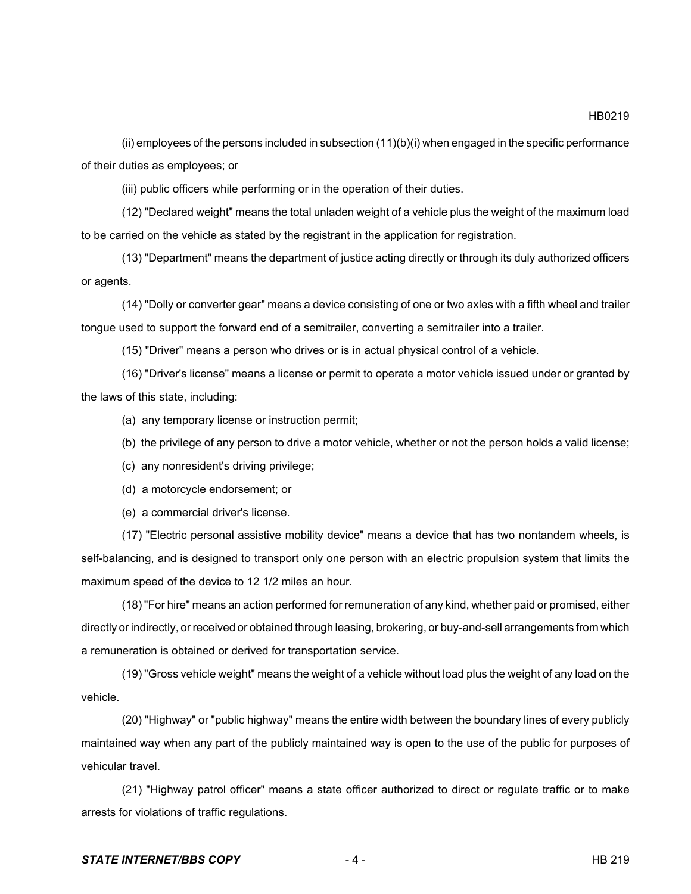(ii) employees of the persons included in subsection (11)(b)(i) when engaged in the specific performance of their duties as employees; or

(iii) public officers while performing or in the operation of their duties.

(12) "Declared weight" means the total unladen weight of a vehicle plus the weight of the maximum load to be carried on the vehicle as stated by the registrant in the application for registration.

(13) "Department" means the department of justice acting directly or through its duly authorized officers or agents.

(14) "Dolly or converter gear" means a device consisting of one or two axles with a fifth wheel and trailer tongue used to support the forward end of a semitrailer, converting a semitrailer into a trailer.

(15) "Driver" means a person who drives or is in actual physical control of a vehicle.

(16) "Driver's license" means a license or permit to operate a motor vehicle issued under or granted by the laws of this state, including:

(a) any temporary license or instruction permit;

(b) the privilege of any person to drive a motor vehicle, whether or not the person holds a valid license;

(c) any nonresident's driving privilege;

(d) a motorcycle endorsement; or

(e) a commercial driver's license.

(17) "Electric personal assistive mobility device" means a device that has two nontandem wheels, is self-balancing, and is designed to transport only one person with an electric propulsion system that limits the maximum speed of the device to 12 1/2 miles an hour.

(18) "For hire" means an action performed for remuneration of any kind, whether paid or promised, either directly or indirectly, or received or obtained through leasing, brokering, or buy-and-sell arrangements from which a remuneration is obtained or derived for transportation service.

(19) "Gross vehicle weight" means the weight of a vehicle without load plus the weight of any load on the vehicle.

(20) "Highway" or "public highway" means the entire width between the boundary lines of every publicly maintained way when any part of the publicly maintained way is open to the use of the public for purposes of vehicular travel.

(21) "Highway patrol officer" means a state officer authorized to direct or regulate traffic or to make arrests for violations of traffic regulations.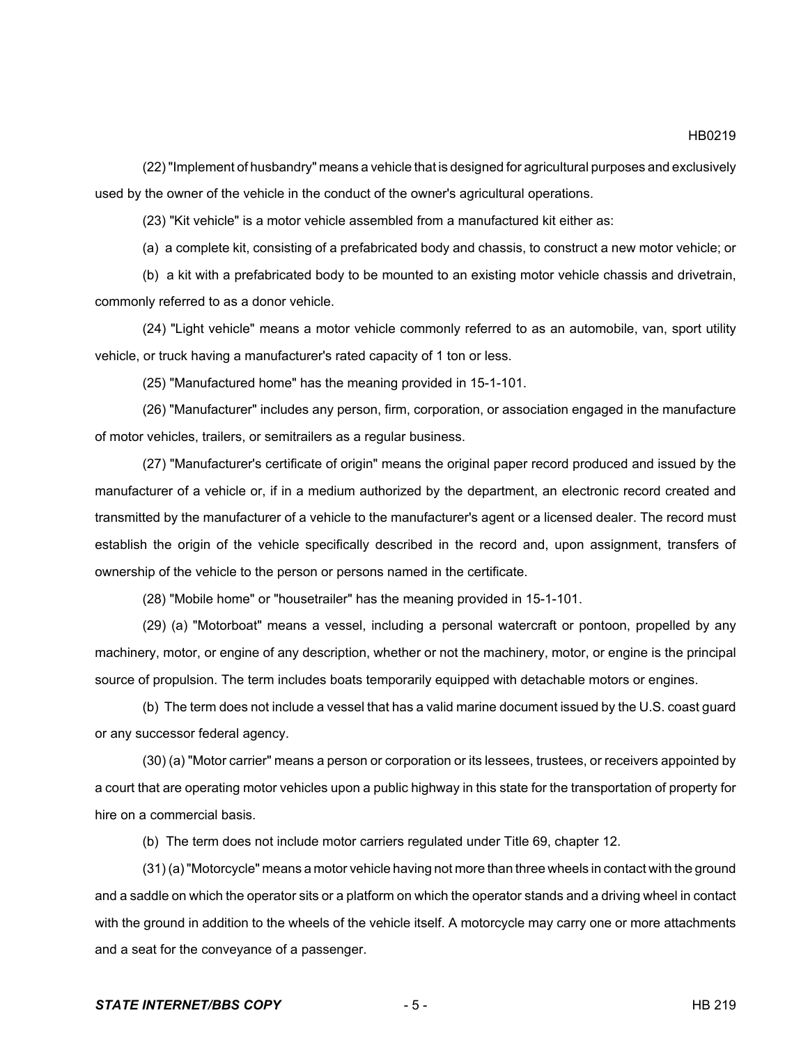(22) "Implement of husbandry" means a vehicle that is designed for agricultural purposes and exclusively used by the owner of the vehicle in the conduct of the owner's agricultural operations.

(23) "Kit vehicle" is a motor vehicle assembled from a manufactured kit either as:

(a) a complete kit, consisting of a prefabricated body and chassis, to construct a new motor vehicle; or

(b) a kit with a prefabricated body to be mounted to an existing motor vehicle chassis and drivetrain, commonly referred to as a donor vehicle.

(24) "Light vehicle" means a motor vehicle commonly referred to as an automobile, van, sport utility vehicle, or truck having a manufacturer's rated capacity of 1 ton or less.

(25) "Manufactured home" has the meaning provided in 15-1-101.

(26) "Manufacturer" includes any person, firm, corporation, or association engaged in the manufacture of motor vehicles, trailers, or semitrailers as a regular business.

(27) "Manufacturer's certificate of origin" means the original paper record produced and issued by the manufacturer of a vehicle or, if in a medium authorized by the department, an electronic record created and transmitted by the manufacturer of a vehicle to the manufacturer's agent or a licensed dealer. The record must establish the origin of the vehicle specifically described in the record and, upon assignment, transfers of ownership of the vehicle to the person or persons named in the certificate.

(28) "Mobile home" or "housetrailer" has the meaning provided in 15-1-101.

(29) (a) "Motorboat" means a vessel, including a personal watercraft or pontoon, propelled by any machinery, motor, or engine of any description, whether or not the machinery, motor, or engine is the principal source of propulsion. The term includes boats temporarily equipped with detachable motors or engines.

(b) The term does not include a vessel that has a valid marine document issued by the U.S. coast guard or any successor federal agency.

(30) (a) "Motor carrier" means a person or corporation or its lessees, trustees, or receivers appointed by a court that are operating motor vehicles upon a public highway in this state for the transportation of property for hire on a commercial basis.

(b) The term does not include motor carriers regulated under Title 69, chapter 12.

(31) (a) "Motorcycle" means a motor vehicle having not more than three wheels in contact with the ground and a saddle on which the operator sits or a platform on which the operator stands and a driving wheel in contact with the ground in addition to the wheels of the vehicle itself. A motorcycle may carry one or more attachments and a seat for the conveyance of a passenger.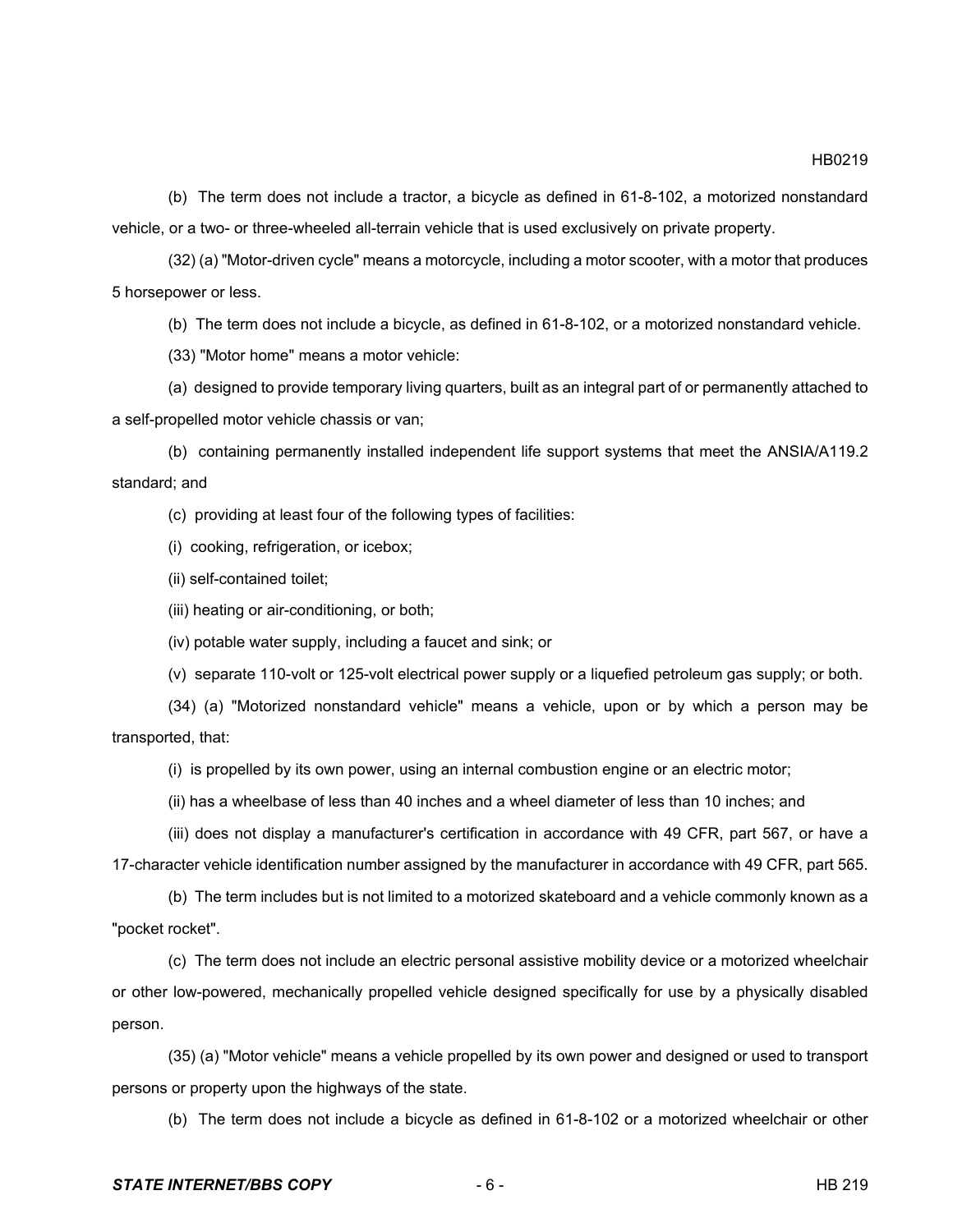(b) The term does not include a tractor, a bicycle as defined in 61-8-102, a motorized nonstandard vehicle, or a two- or three-wheeled all-terrain vehicle that is used exclusively on private property.

(32) (a) "Motor-driven cycle" means a motorcycle, including a motor scooter, with a motor that produces 5 horsepower or less.

(b) The term does not include a bicycle, as defined in 61-8-102, or a motorized nonstandard vehicle.

(33) "Motor home" means a motor vehicle:

(a) designed to provide temporary living quarters, built as an integral part of or permanently attached to a self-propelled motor vehicle chassis or van;

(b) containing permanently installed independent life support systems that meet the ANSIA/A119.2 standard; and

(c) providing at least four of the following types of facilities:

(i) cooking, refrigeration, or icebox;

(ii) self-contained toilet;

(iii) heating or air-conditioning, or both;

(iv) potable water supply, including a faucet and sink; or

(v) separate 110-volt or 125-volt electrical power supply or a liquefied petroleum gas supply; or both.

(34) (a) "Motorized nonstandard vehicle" means a vehicle, upon or by which a person may be transported, that:

(i) is propelled by its own power, using an internal combustion engine or an electric motor;

(ii) has a wheelbase of less than 40 inches and a wheel diameter of less than 10 inches; and

(iii) does not display a manufacturer's certification in accordance with 49 CFR, part 567, or have a 17-character vehicle identification number assigned by the manufacturer in accordance with 49 CFR, part 565.

(b) The term includes but is not limited to a motorized skateboard and a vehicle commonly known as a "pocket rocket".

(c) The term does not include an electric personal assistive mobility device or a motorized wheelchair or other low-powered, mechanically propelled vehicle designed specifically for use by a physically disabled person.

(35) (a) "Motor vehicle" means a vehicle propelled by its own power and designed or used to transport persons or property upon the highways of the state.

(b) The term does not include a bicycle as defined in 61-8-102 or a motorized wheelchair or other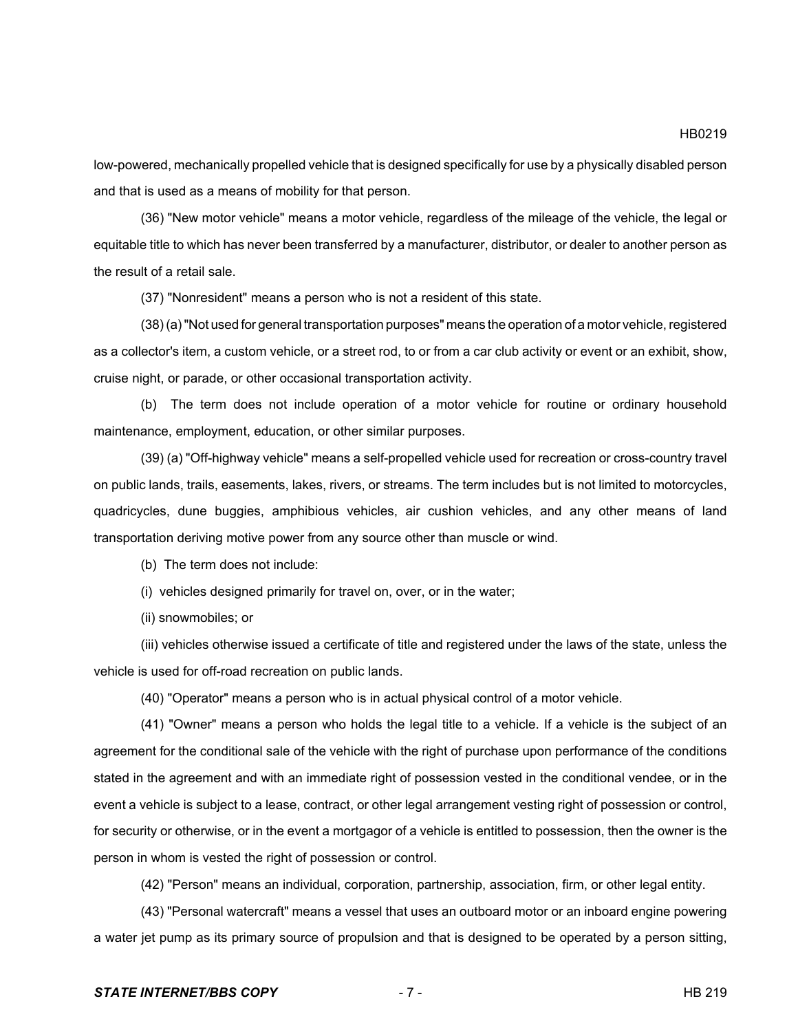low-powered, mechanically propelled vehicle that is designed specifically for use by a physically disabled person and that is used as a means of mobility for that person.

(36) "New motor vehicle" means a motor vehicle, regardless of the mileage of the vehicle, the legal or equitable title to which has never been transferred by a manufacturer, distributor, or dealer to another person as the result of a retail sale.

(37) "Nonresident" means a person who is not a resident of this state.

(38) (a) "Not used for general transportation purposes" means the operation of a motor vehicle, registered as a collector's item, a custom vehicle, or a street rod, to or from a car club activity or event or an exhibit, show, cruise night, or parade, or other occasional transportation activity.

(b) The term does not include operation of a motor vehicle for routine or ordinary household maintenance, employment, education, or other similar purposes.

(39) (a) "Off-highway vehicle" means a self-propelled vehicle used for recreation or cross-country travel on public lands, trails, easements, lakes, rivers, or streams. The term includes but is not limited to motorcycles, quadricycles, dune buggies, amphibious vehicles, air cushion vehicles, and any other means of land transportation deriving motive power from any source other than muscle or wind.

(b) The term does not include:

(i) vehicles designed primarily for travel on, over, or in the water;

(ii) snowmobiles; or

(iii) vehicles otherwise issued a certificate of title and registered under the laws of the state, unless the vehicle is used for off-road recreation on public lands.

(40) "Operator" means a person who is in actual physical control of a motor vehicle.

(41) "Owner" means a person who holds the legal title to a vehicle. If a vehicle is the subject of an agreement for the conditional sale of the vehicle with the right of purchase upon performance of the conditions stated in the agreement and with an immediate right of possession vested in the conditional vendee, or in the event a vehicle is subject to a lease, contract, or other legal arrangement vesting right of possession or control, for security or otherwise, or in the event a mortgagor of a vehicle is entitled to possession, then the owner is the person in whom is vested the right of possession or control.

(42) "Person" means an individual, corporation, partnership, association, firm, or other legal entity.

(43) "Personal watercraft" means a vessel that uses an outboard motor or an inboard engine powering a water jet pump as its primary source of propulsion and that is designed to be operated by a person sitting,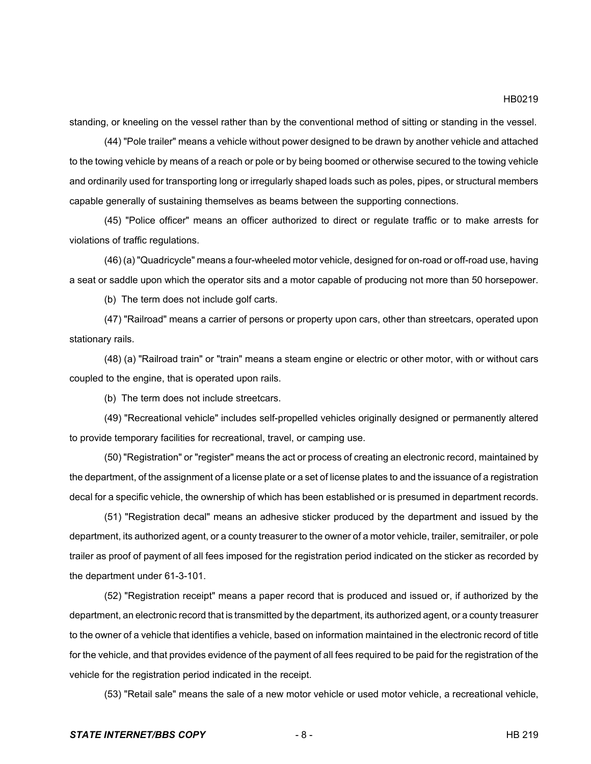standing, or kneeling on the vessel rather than by the conventional method of sitting or standing in the vessel.

(44) "Pole trailer" means a vehicle without power designed to be drawn by another vehicle and attached to the towing vehicle by means of a reach or pole or by being boomed or otherwise secured to the towing vehicle and ordinarily used for transporting long or irregularly shaped loads such as poles, pipes, or structural members capable generally of sustaining themselves as beams between the supporting connections.

(45) "Police officer" means an officer authorized to direct or regulate traffic or to make arrests for violations of traffic regulations.

(46) (a) "Quadricycle" means a four-wheeled motor vehicle, designed for on-road or off-road use, having a seat or saddle upon which the operator sits and a motor capable of producing not more than 50 horsepower.

(b) The term does not include golf carts.

(47) "Railroad" means a carrier of persons or property upon cars, other than streetcars, operated upon stationary rails.

(48) (a) "Railroad train" or "train" means a steam engine or electric or other motor, with or without cars coupled to the engine, that is operated upon rails.

(b) The term does not include streetcars.

(49) "Recreational vehicle" includes self-propelled vehicles originally designed or permanently altered to provide temporary facilities for recreational, travel, or camping use.

(50) "Registration" or "register" means the act or process of creating an electronic record, maintained by the department, of the assignment of a license plate or a set of license plates to and the issuance of a registration decal for a specific vehicle, the ownership of which has been established or is presumed in department records.

(51) "Registration decal" means an adhesive sticker produced by the department and issued by the department, its authorized agent, or a county treasurer to the owner of a motor vehicle, trailer, semitrailer, or pole trailer as proof of payment of all fees imposed for the registration period indicated on the sticker as recorded by the department under 61-3-101.

(52) "Registration receipt" means a paper record that is produced and issued or, if authorized by the department, an electronic record that is transmitted by the department, its authorized agent, or a county treasurer to the owner of a vehicle that identifies a vehicle, based on information maintained in the electronic record of title for the vehicle, and that provides evidence of the payment of all fees required to be paid for the registration of the vehicle for the registration period indicated in the receipt.

(53) "Retail sale" means the sale of a new motor vehicle or used motor vehicle, a recreational vehicle,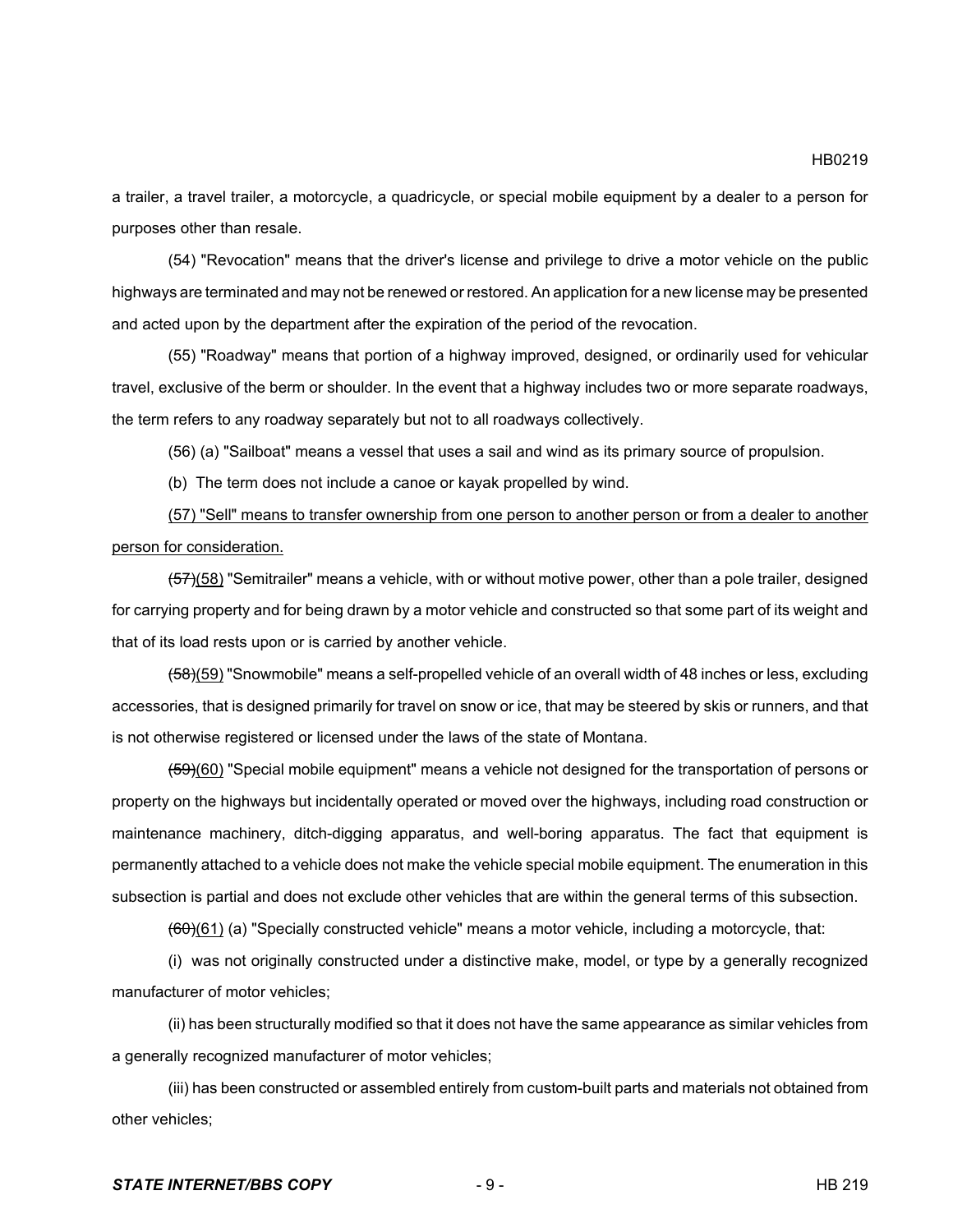a trailer, a travel trailer, a motorcycle, a quadricycle, or special mobile equipment by a dealer to a person for purposes other than resale.

(54) "Revocation" means that the driver's license and privilege to drive a motor vehicle on the public highways are terminated and may not be renewed or restored. An application for a new license may be presented and acted upon by the department after the expiration of the period of the revocation.

(55) "Roadway" means that portion of a highway improved, designed, or ordinarily used for vehicular travel, exclusive of the berm or shoulder. In the event that a highway includes two or more separate roadways, the term refers to any roadway separately but not to all roadways collectively.

(56) (a) "Sailboat" means a vessel that uses a sail and wind as its primary source of propulsion.

(b) The term does not include a canoe or kayak propelled by wind.

<u>(57) "Sell" means to transfer ownership from one person to another person or from a dealer to another person for consideration.</u>

~~(57)~~<u>(58)</u> "Semitrailer" means a vehicle, with or without motive power, other than a pole trailer, designed for carrying property and for being drawn by a motor vehicle and constructed so that some part of its weight and that of its load rests upon or is carried by another vehicle.

~~(58)~~<u>(59)</u> "Snowmobile" means a self-propelled vehicle of an overall width of 48 inches or less, excluding accessories, that is designed primarily for travel on snow or ice, that may be steered by skis or runners, and that is not otherwise registered or licensed under the laws of the state of Montana.

~~(59)~~<u>(60)</u> "Special mobile equipment" means a vehicle not designed for the transportation of persons or property on the highways but incidentally operated or moved over the highways, including road construction or maintenance machinery, ditch-digging apparatus, and well-boring apparatus. The fact that equipment is permanently attached to a vehicle does not make the vehicle special mobile equipment. The enumeration in this subsection is partial and does not exclude other vehicles that are within the general terms of this subsection.

~~(60)~~<u>(61)</u> (a) "Specially constructed vehicle" means a motor vehicle, including a motorcycle, that:

(i) was not originally constructed under a distinctive make, model, or type by a generally recognized manufacturer of motor vehicles;

(ii) has been structurally modified so that it does not have the same appearance as similar vehicles from a generally recognized manufacturer of motor vehicles;

(iii) has been constructed or assembled entirely from custom-built parts and materials not obtained from other vehicles;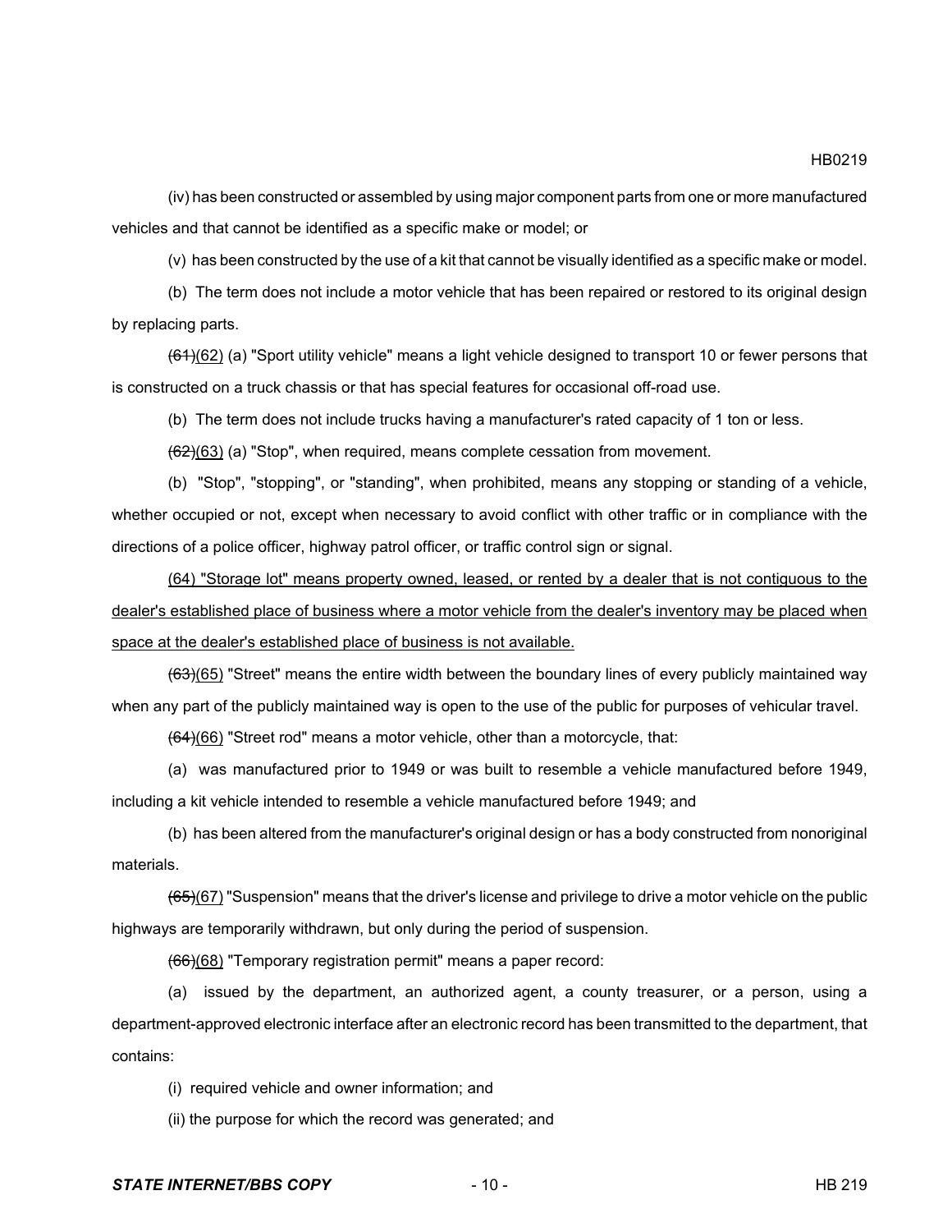(iv) has been constructed or assembled by using major component parts from one or more manufactured vehicles and that cannot be identified as a specific make or model; or

(v) has been constructed by the use of a kit that cannot be visually identified as a specific make or model.

(b) The term does not include a motor vehicle that has been repaired or restored to its original design by replacing parts.

~~(61)~~<u>(62)</u> (a) "Sport utility vehicle" means a light vehicle designed to transport 10 or fewer persons that is constructed on a truck chassis or that has special features for occasional off-road use.

(b) The term does not include trucks having a manufacturer's rated capacity of 1 ton or less.

~~(62)~~<u>(63)</u> (a) "Stop", when required, means complete cessation from movement.

(b) "Stop", "stopping", or "standing", when prohibited, means any stopping or standing of a vehicle, whether occupied or not, except when necessary to avoid conflict with other traffic or in compliance with the directions of a police officer, highway patrol officer, or traffic control sign or signal.

<u>(64) "Storage lot" means property owned, leased, or rented by a dealer that is not contiguous to the dealer's established place of business where a motor vehicle from the dealer's inventory may be placed when space at the dealer's established place of business is not available.</u>

~~(63)~~<u>(65)</u> "Street" means the entire width between the boundary lines of every publicly maintained way when any part of the publicly maintained way is open to the use of the public for purposes of vehicular travel.

~~(64)~~<u>(66)</u> "Street rod" means a motor vehicle, other than a motorcycle, that:

(a) was manufactured prior to 1949 or was built to resemble a vehicle manufactured before 1949, including a kit vehicle intended to resemble a vehicle manufactured before 1949; and

(b) has been altered from the manufacturer's original design or has a body constructed from nonoriginal materials.

~~(65)~~<u>(67)</u> "Suspension" means that the driver's license and privilege to drive a motor vehicle on the public highways are temporarily withdrawn, but only during the period of suspension.

~~(66)~~<u>(68)</u> "Temporary registration permit" means a paper record:

(a) issued by the department, an authorized agent, a county treasurer, or a person, using a department-approved electronic interface after an electronic record has been transmitted to the department, that contains:

(i) required vehicle and owner information; and

(ii) the purpose for which the record was generated; and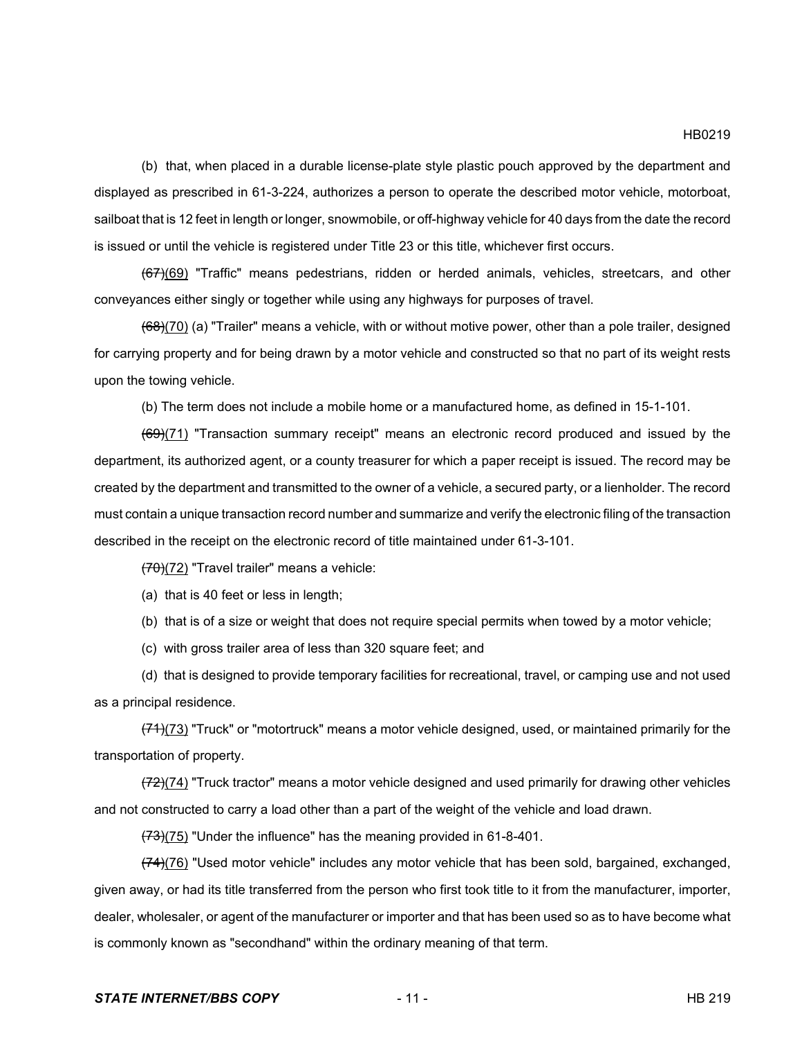(b) that, when placed in a durable license-plate style plastic pouch approved by the department and displayed as prescribed in 61-3-224, authorizes a person to operate the described motor vehicle, motorboat, sailboat that is 12 feet in length or longer, snowmobile, or off-highway vehicle for 40 days from the date the record is issued or until the vehicle is registered under Title 23 or this title, whichever first occurs.

~~(67)~~(69) "Traffic" means pedestrians, ridden or herded animals, vehicles, streetcars, and other conveyances either singly or together while using any highways for purposes of travel.

~~(68)~~(70) (a) "Trailer" means a vehicle, with or without motive power, other than a pole trailer, designed for carrying property and for being drawn by a motor vehicle and constructed so that no part of its weight rests upon the towing vehicle.

(b) The term does not include a mobile home or a manufactured home, as defined in 15-1-101.

~~(69)~~(71) "Transaction summary receipt" means an electronic record produced and issued by the department, its authorized agent, or a county treasurer for which a paper receipt is issued. The record may be created by the department and transmitted to the owner of a vehicle, a secured party, or a lienholder. The record must contain a unique transaction record number and summarize and verify the electronic filing of the transaction described in the receipt on the electronic record of title maintained under 61-3-101.

~~(70)~~(72) "Travel trailer" means a vehicle:

(a) that is 40 feet or less in length;

(b) that is of a size or weight that does not require special permits when towed by a motor vehicle;

(c) with gross trailer area of less than 320 square feet; and

(d) that is designed to provide temporary facilities for recreational, travel, or camping use and not used as a principal residence.

~~(71)~~(73) "Truck" or "motortruck" means a motor vehicle designed, used, or maintained primarily for the transportation of property.

~~(72)~~(74) "Truck tractor" means a motor vehicle designed and used primarily for drawing other vehicles and not constructed to carry a load other than a part of the weight of the vehicle and load drawn.

~~(73)~~(75) "Under the influence" has the meaning provided in 61-8-401.

~~(74)~~(76) "Used motor vehicle" includes any motor vehicle that has been sold, bargained, exchanged, given away, or had its title transferred from the person who first took title to it from the manufacturer, importer, dealer, wholesaler, or agent of the manufacturer or importer and that has been used so as to have become what is commonly known as "secondhand" within the ordinary meaning of that term.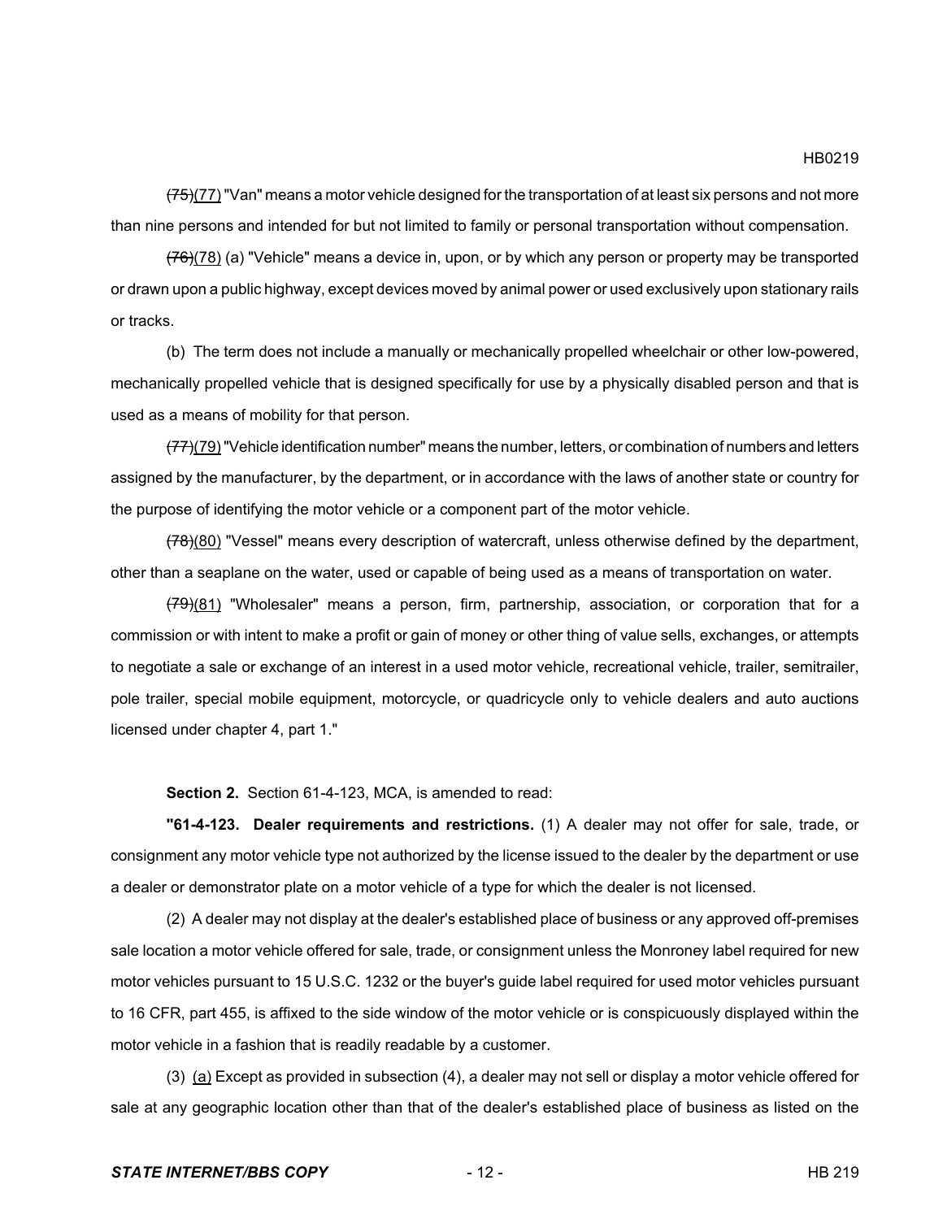~~(75)~~(77) "Van" means a motor vehicle designed for the transportation of at least six persons and not more than nine persons and intended for but not limited to family or personal transportation without compensation.

~~(76)~~(78) (a) "Vehicle" means a device in, upon, or by which any person or property may be transported or drawn upon a public highway, except devices moved by animal power or used exclusively upon stationary rails or tracks.

(b) The term does not include a manually or mechanically propelled wheelchair or other low-powered, mechanically propelled vehicle that is designed specifically for use by a physically disabled person and that is used as a means of mobility for that person.

~~(77)~~(79) "Vehicle identification number" means the number, letters, or combination of numbers and letters assigned by the manufacturer, by the department, or in accordance with the laws of another state or country for the purpose of identifying the motor vehicle or a component part of the motor vehicle.

~~(78)~~(80) "Vessel" means every description of watercraft, unless otherwise defined by the department, other than a seaplane on the water, used or capable of being used as a means of transportation on water.

~~(79)~~(81) "Wholesaler" means a person, firm, partnership, association, or corporation that for a commission or with intent to make a profit or gain of money or other thing of value sells, exchanges, or attempts to negotiate a sale or exchange of an interest in a used motor vehicle, recreational vehicle, trailer, semitrailer, pole trailer, special mobile equipment, motorcycle, or quadricycle only to vehicle dealers and auto auctions licensed under chapter 4, part 1."

**Section 2.** Section 61-4-123, MCA, is amended to read:

**"61-4-123. Dealer requirements and restrictions.** (1) A dealer may not offer for sale, trade, or consignment any motor vehicle type not authorized by the license issued to the dealer by the department or use a dealer or demonstrator plate on a motor vehicle of a type for which the dealer is not licensed.

(2) A dealer may not display at the dealer's established place of business or any approved off-premises sale location a motor vehicle offered for sale, trade, or consignment unless the Monroney label required for new motor vehicles pursuant to 15 U.S.C. 1232 or the buyer's guide label required for used motor vehicles pursuant to 16 CFR, part 455, is affixed to the side window of the motor vehicle or is conspicuously displayed within the motor vehicle in a fashion that is readily readable by a customer.

(3) (a) Except as provided in subsection (4), a dealer may not sell or display a motor vehicle offered for sale at any geographic location other than that of the dealer's established place of business as listed on the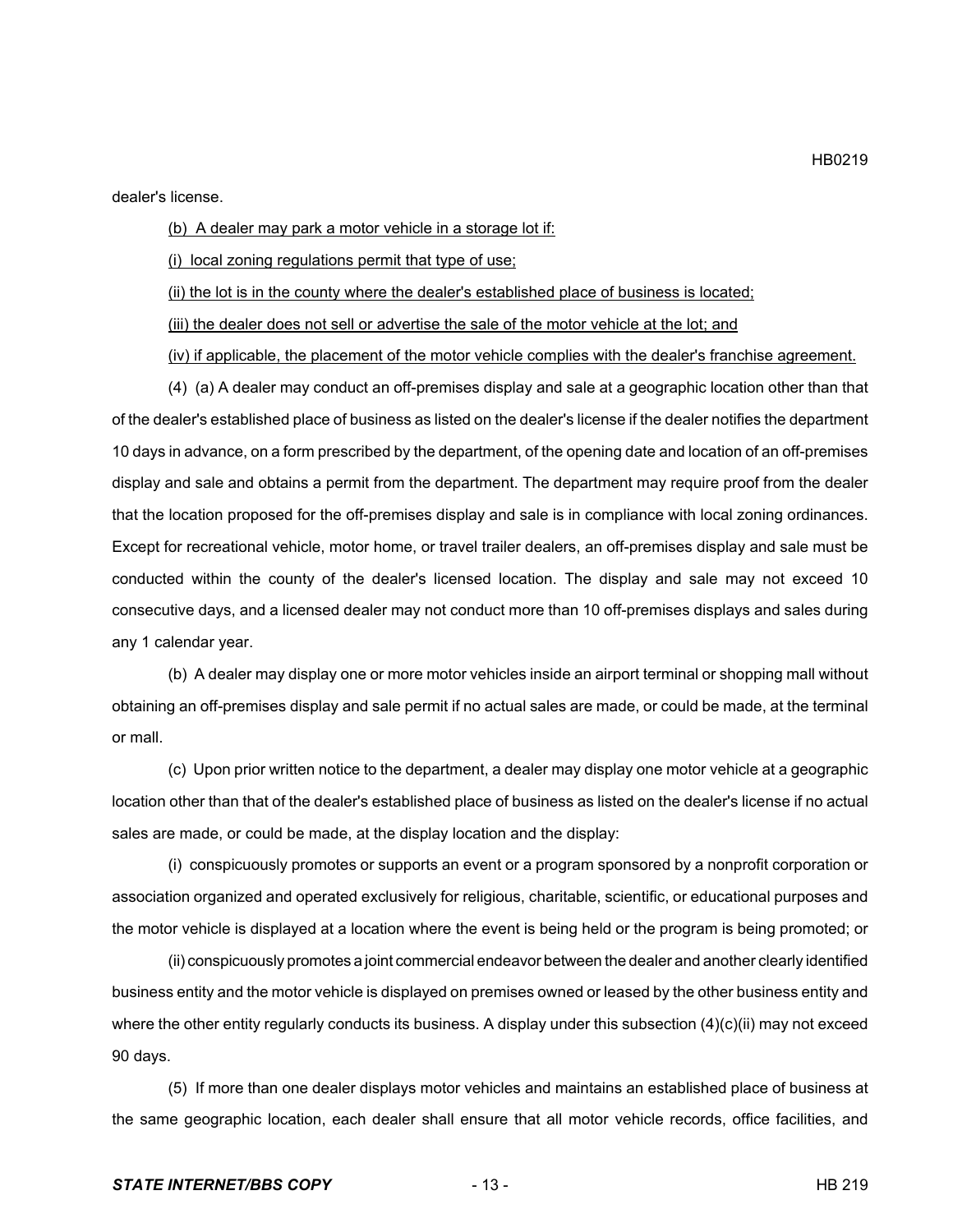dealer's license.

<u>(b) A dealer may park a motor vehicle in a storage lot if:</u>

<u>(i) local zoning regulations permit that type of use;</u>

<u>(ii) the lot is in the county where the dealer's established place of business is located;</u>

<u>(iii) the dealer does not sell or advertise the sale of the motor vehicle at the lot; and</u>

<u>(iv) if applicable, the placement of the motor vehicle complies with the dealer's franchise agreement.</u>

(4) (a) A dealer may conduct an off-premises display and sale at a geographic location other than that of the dealer's established place of business as listed on the dealer's license if the dealer notifies the department 10 days in advance, on a form prescribed by the department, of the opening date and location of an off-premises display and sale and obtains a permit from the department. The department may require proof from the dealer that the location proposed for the off-premises display and sale is in compliance with local zoning ordinances. Except for recreational vehicle, motor home, or travel trailer dealers, an off-premises display and sale must be conducted within the county of the dealer's licensed location. The display and sale may not exceed 10 consecutive days, and a licensed dealer may not conduct more than 10 off-premises displays and sales during any 1 calendar year.

(b) A dealer may display one or more motor vehicles inside an airport terminal or shopping mall without obtaining an off-premises display and sale permit if no actual sales are made, or could be made, at the terminal or mall.

(c) Upon prior written notice to the department, a dealer may display one motor vehicle at a geographic location other than that of the dealer's established place of business as listed on the dealer's license if no actual sales are made, or could be made, at the display location and the display:

(i) conspicuously promotes or supports an event or a program sponsored by a nonprofit corporation or association organized and operated exclusively for religious, charitable, scientific, or educational purposes and the motor vehicle is displayed at a location where the event is being held or the program is being promoted; or

(ii) conspicuously promotes a joint commercial endeavor between the dealer and another clearly identified business entity and the motor vehicle is displayed on premises owned or leased by the other business entity and where the other entity regularly conducts its business. A display under this subsection (4)(c)(ii) may not exceed 90 days.

(5) If more than one dealer displays motor vehicles and maintains an established place of business at the same geographic location, each dealer shall ensure that all motor vehicle records, office facilities, and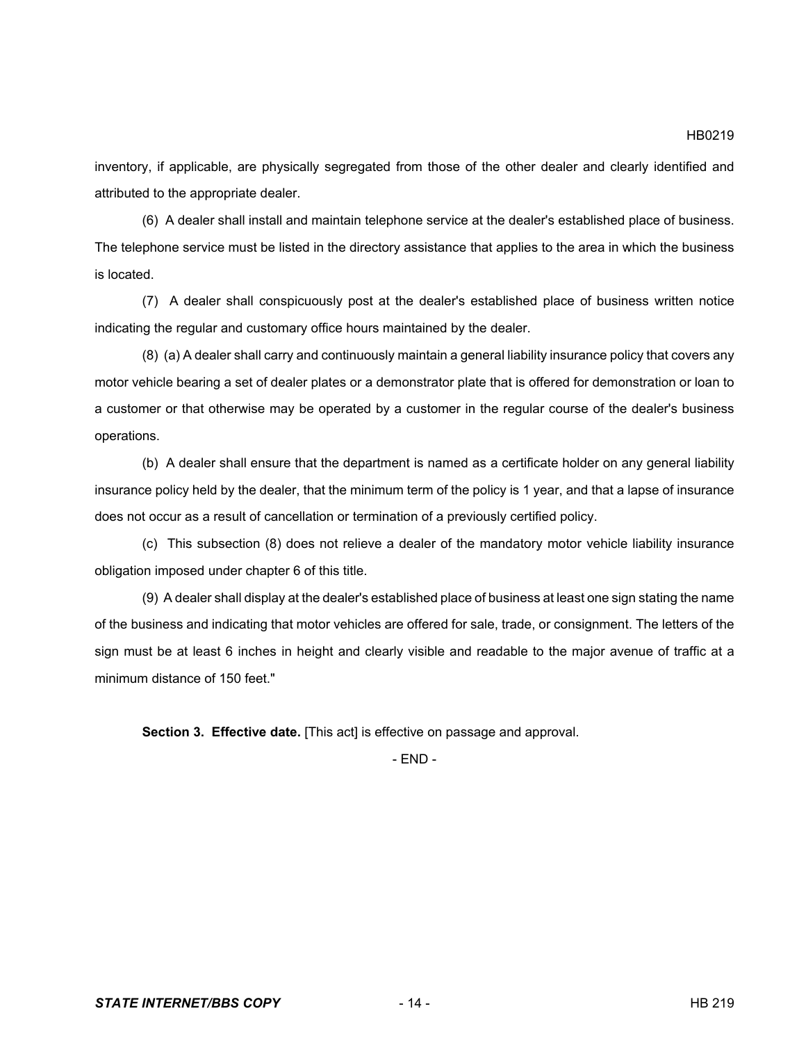inventory, if applicable, are physically segregated from those of the other dealer and clearly identified and attributed to the appropriate dealer.

(6) A dealer shall install and maintain telephone service at the dealer's established place of business. The telephone service must be listed in the directory assistance that applies to the area in which the business is located.

(7) A dealer shall conspicuously post at the dealer's established place of business written notice indicating the regular and customary office hours maintained by the dealer.

(8) (a) A dealer shall carry and continuously maintain a general liability insurance policy that covers any motor vehicle bearing a set of dealer plates or a demonstrator plate that is offered for demonstration or loan to a customer or that otherwise may be operated by a customer in the regular course of the dealer's business operations.

(b) A dealer shall ensure that the department is named as a certificate holder on any general liability insurance policy held by the dealer, that the minimum term of the policy is 1 year, and that a lapse of insurance does not occur as a result of cancellation or termination of a previously certified policy.

(c) This subsection (8) does not relieve a dealer of the mandatory motor vehicle liability insurance obligation imposed under chapter 6 of this title.

(9) A dealer shall display at the dealer's established place of business at least one sign stating the name of the business and indicating that motor vehicles are offered for sale, trade, or consignment. The letters of the sign must be at least 6 inches in height and clearly visible and readable to the major avenue of traffic at a minimum distance of 150 feet."

**Section 3. Effective date.** [This act] is effective on passage and approval.

\- END -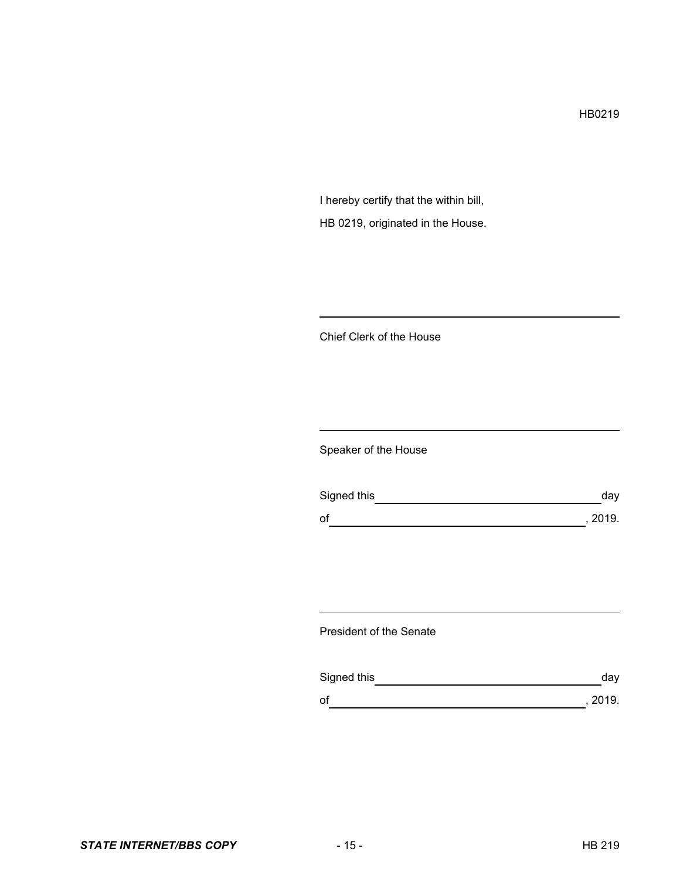HB0219

I hereby certify that the within bill,

HB 0219, originated in the House.

___________________________________________

Chief Clerk of the House

___________________________________________

Speaker of the House

Signed this ______________________________ day

of ____________________________________, 2019.

___________________________________________

President of the Senate

Signed this ______________________________ day

of ____________________________________, 2019.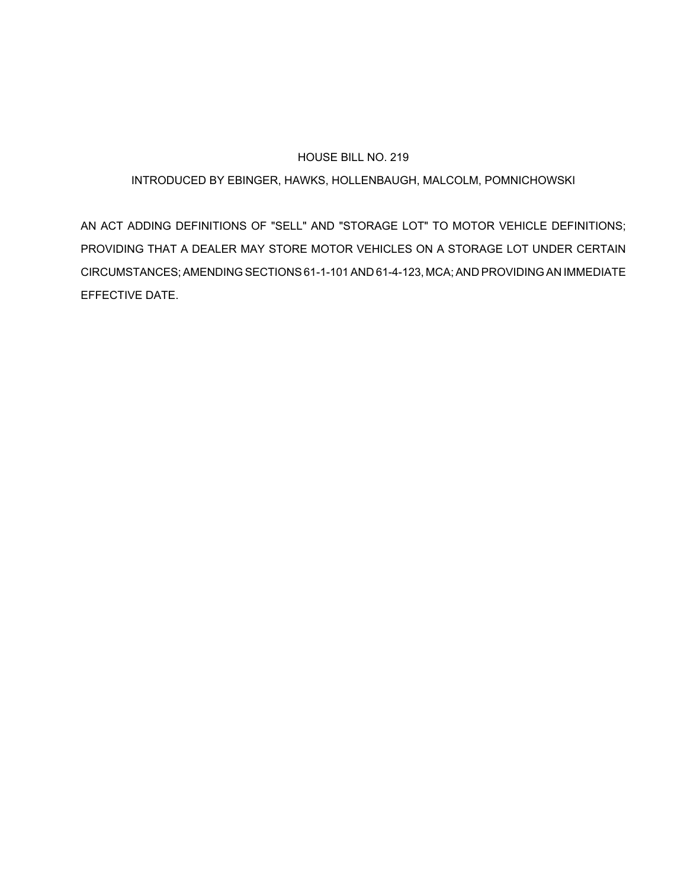HOUSE BILL NO. 219

INTRODUCED BY EBINGER, HAWKS, HOLLENBAUGH, MALCOLM, POMNICHOWSKI

AN ACT ADDING DEFINITIONS OF "SELL" AND "STORAGE LOT" TO MOTOR VEHICLE DEFINITIONS; PROVIDING THAT A DEALER MAY STORE MOTOR VEHICLES ON A STORAGE LOT UNDER CERTAIN CIRCUMSTANCES; AMENDING SECTIONS 61-1-101 AND 61-4-123, MCA; AND PROVIDING AN IMMEDIATE EFFECTIVE DATE.